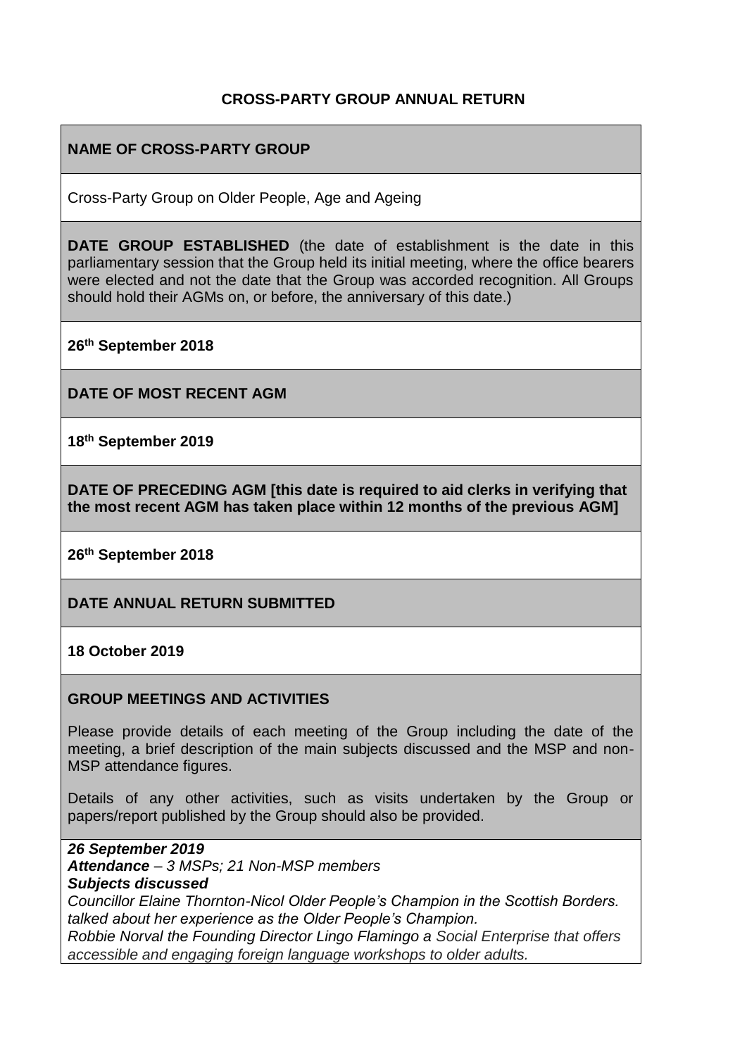# CROSS-PARTY GROUP ANNUAL RETURN

**NAME OF CROSS-PARTY GROUP**

Cross-Party Group on Older People, Age and Ageing

**DATE GROUP ESTABLISHED** (the date of establishment is the date in this parliamentary session that the Group held its initial meeting, where the office bearers were elected and not the date that the Group was accorded recognition. All Groups should hold their AGMs on, or before, the anniversary of this date.)

**26th September 2018**

**DATE OF MOST RECENT AGM**

**18th September 2019**

**DATE OF PRECEDING AGM [this date is required to aid clerks in verifying that the most recent AGM has taken place within 12 months of the previous AGM]**

**26th September 2018**

**DATE ANNUAL RETURN SUBMITTED**

**18 October 2019**

**GROUP MEETINGS AND ACTIVITIES**

Please provide details of each meeting of the Group including the date of the meeting, a brief description of the main subjects discussed and the MSP and non-MSP attendance figures.

Details of any other activities, such as visits undertaken by the Group or papers/report published by the Group should also be provided.

***26 September 2019***

***Attendance** – 3 MSPs; 21 Non-MSP members*

***Subjects discussed***

*Councillor Elaine Thornton-Nicol Older People's Champion in the Scottish Borders. talked about her experience as the Older People's Champion.*

*Robbie Norval the Founding Director Lingo Flamingo a Social Enterprise that offers accessible and engaging foreign language workshops to older adults.*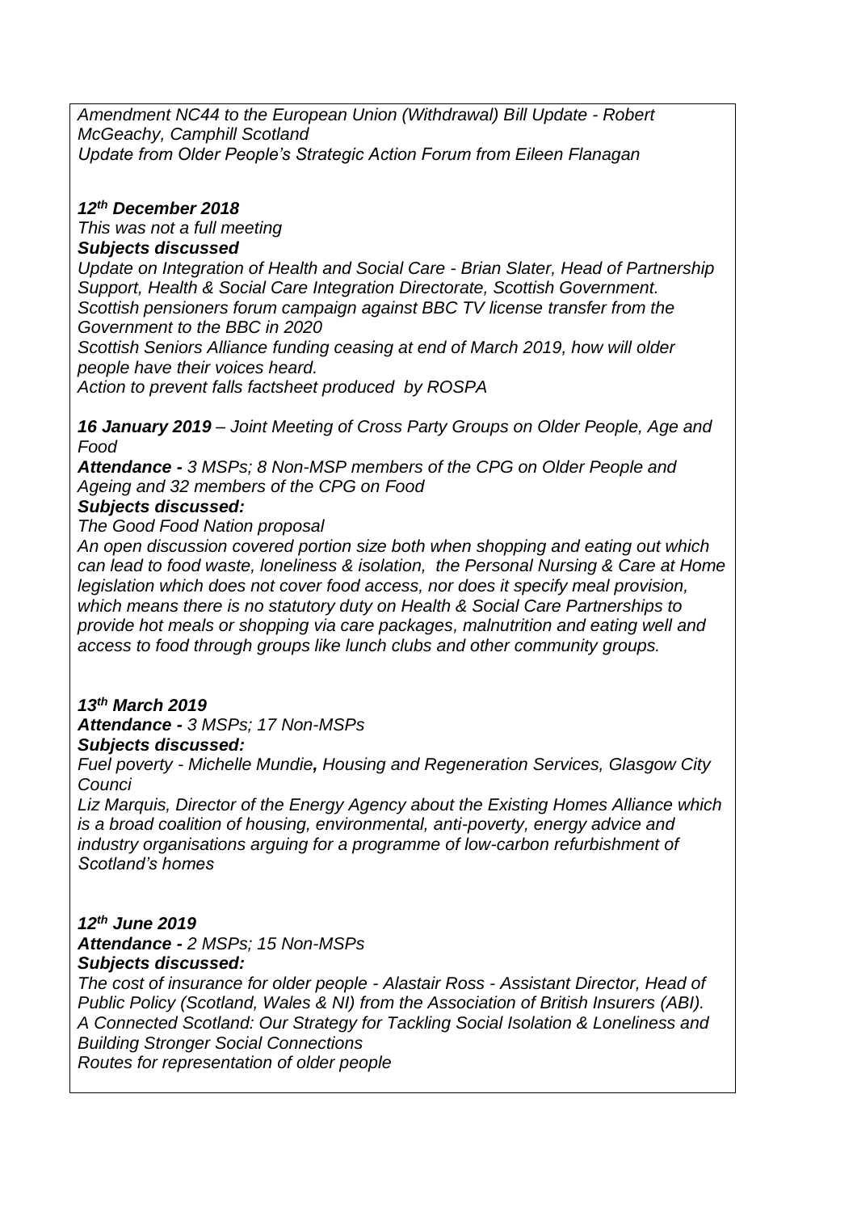*Amendment NC44 to the European Union (Withdrawal) Bill Update - Robert McGeachy, Camphill Scotland*
*Update from Older People's Strategic Action Forum from Eileen Flanagan*

***12th December 2018***
*This was not a full meeting*
***Subjects discussed***
*Update on Integration of Health and Social Care - Brian Slater, Head of Partnership Support, Health & Social Care Integration Directorate, Scottish Government.*
*Scottish pensioners forum campaign against BBC TV license transfer from the Government to the BBC in 2020*
*Scottish Seniors Alliance funding ceasing at end of March 2019, how will older people have their voices heard.*
*Action to prevent falls factsheet produced by ROSPA*

***16 January 2019** – Joint Meeting of Cross Party Groups on Older People, Age and Food*
***Attendance -** 3 MSPs; 8 Non-MSP members of the CPG on Older People and Ageing and 32 members of the CPG on Food*
***Subjects discussed:***
*The Good Food Nation proposal*
*An open discussion covered portion size both when shopping and eating out which can lead to food waste, loneliness & isolation, the Personal Nursing & Care at Home legislation which does not cover food access, nor does it specify meal provision, which means there is no statutory duty on Health & Social Care Partnerships to provide hot meals or shopping via care packages, malnutrition and eating well and access to food through groups like lunch clubs and other community groups.*

***13th March 2019***
***Attendance -** 3 MSPs; 17 Non-MSPs*
***Subjects discussed:***
*Fuel poverty - Michelle Mundie**,** Housing and Regeneration Services, Glasgow City Counci*
*Liz Marquis, Director of the Energy Agency about the Existing Homes Alliance which is a broad coalition of housing, environmental, anti-poverty, energy advice and industry organisations arguing for a programme of low-carbon refurbishment of Scotland's homes*

***12th June 2019***
***Attendance -** 2 MSPs; 15 Non-MSPs*
***Subjects discussed:***
*The cost of insurance for older people - Alastair Ross - Assistant Director, Head of Public Policy (Scotland, Wales & NI) from the Association of British Insurers (ABI).*
*A Connected Scotland: Our Strategy for Tackling Social Isolation & Loneliness and Building Stronger Social Connections*
*Routes for representation of older people*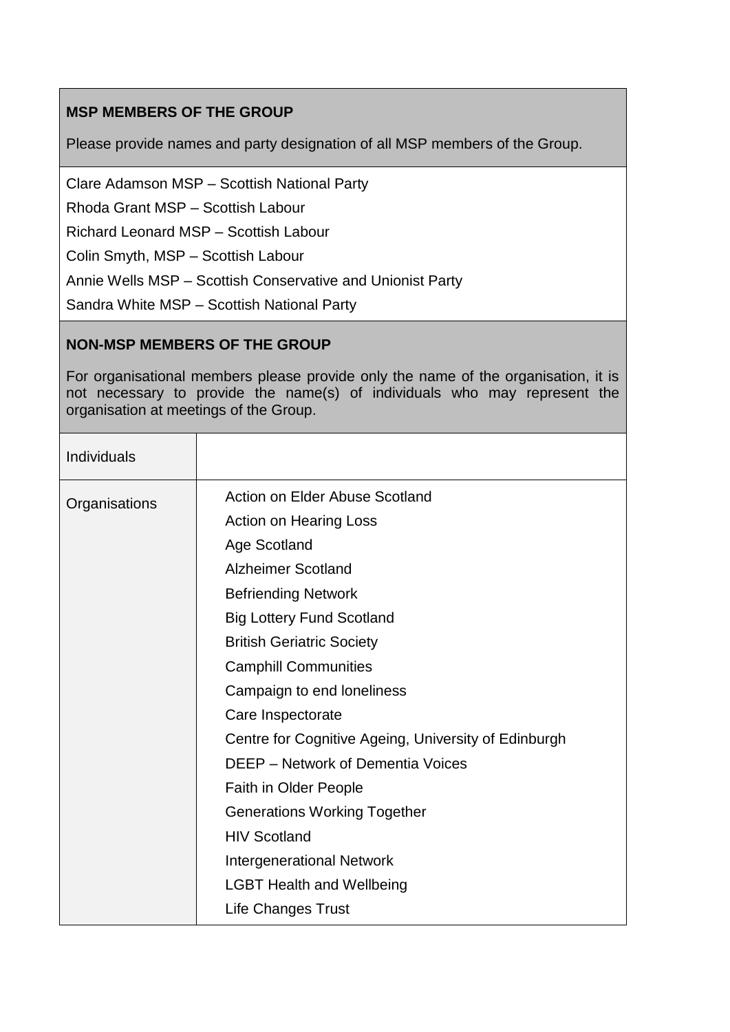**MSP MEMBERS OF THE GROUP**

Please provide names and party designation of all MSP members of the Group.

Clare Adamson MSP – Scottish National Party

Rhoda Grant MSP – Scottish Labour

Richard Leonard MSP – Scottish Labour

Colin Smyth, MSP – Scottish Labour

Annie Wells MSP – Scottish Conservative and Unionist Party

Sandra White MSP – Scottish National Party

**NON-MSP MEMBERS OF THE GROUP**

For organisational members please provide only the name of the organisation, it is not necessary to provide the name(s) of individuals who may represent the organisation at meetings of the Group.

| | |
|---|---|
| Individuals | |
| Organisations | Action on Elder Abuse Scotland<br>Action on Hearing Loss<br>Age Scotland<br>Alzheimer Scotland<br>Befriending Network<br>Big Lottery Fund Scotland<br>British Geriatric Society<br>Camphill Communities<br>Campaign to end loneliness<br>Care Inspectorate<br>Centre for Cognitive Ageing, University of Edinburgh<br>DEEP – Network of Dementia Voices<br>Faith in Older People<br>Generations Working Together<br>HIV Scotland<br>Intergenerational Network<br>LGBT Health and Wellbeing<br>Life Changes Trust |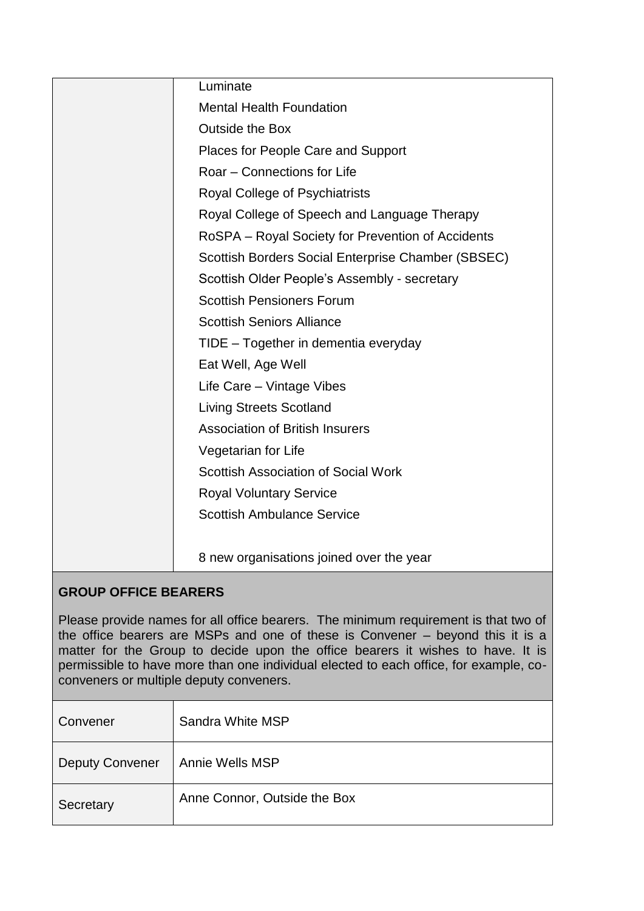| | |
|---|---|
| | Luminate<br>Mental Health Foundation<br>Outside the Box<br>Places for People Care and Support<br>Roar – Connections for Life<br>Royal College of Psychiatrists<br>Royal College of Speech and Language Therapy<br>RoSPA – Royal Society for Prevention of Accidents<br>Scottish Borders Social Enterprise Chamber (SBSEC)<br>Scottish Older People's Assembly - secretary<br>Scottish Pensioners Forum<br>Scottish Seniors Alliance<br>TIDE – Together in dementia everyday<br>Eat Well, Age Well<br>Life Care – Vintage Vibes<br>Living Streets Scotland<br>Association of British Insurers<br>Vegetarian for Life<br>Scottish Association of Social Work<br>Royal Voluntary Service<br>Scottish Ambulance Service<br><br>8 new organisations joined over the year |

**GROUP OFFICE BEARERS**

Please provide names for all office bearers. The minimum requirement is that two of the office bearers are MSPs and one of these is Convener – beyond this it is a matter for the Group to decide upon the office bearers it wishes to have. It is permissible to have more than one individual elected to each office, for example, co-conveners or multiple deputy conveners.

| | |
|---|---|
| Convener | Sandra White MSP |
| Deputy Convener | Annie Wells MSP |
| Secretary | Anne Connor, Outside the Box |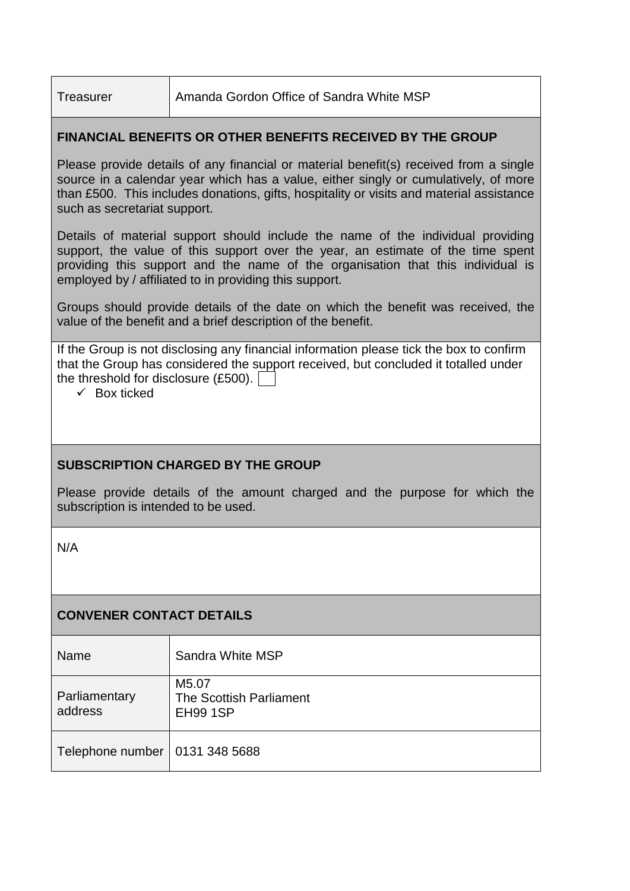| | |
|---|---|
| Treasurer | Amanda Gordon Office of Sandra White MSP |

**FINANCIAL BENEFITS OR OTHER BENEFITS RECEIVED BY THE GROUP**

Please provide details of any financial or material benefit(s) received from a single source in a calendar year which has a value, either singly or cumulatively, of more than £500. This includes donations, gifts, hospitality or visits and material assistance such as secretariat support.

Details of material support should include the name of the individual providing support, the value of this support over the year, an estimate of the time spent providing this support and the name of the organisation that this individual is employed by / affiliated to in providing this support.

Groups should provide details of the date on which the benefit was received, the value of the benefit and a brief description of the benefit.

If the Group is not disclosing any financial information please tick the box to confirm that the Group has considered the support received, but concluded it totalled under the threshold for disclosure (£500). ☐

- ✓ Box ticked

**SUBSCRIPTION CHARGED BY THE GROUP**

Please provide details of the amount charged and the purpose for which the subscription is intended to be used.

N/A

**CONVENER CONTACT DETAILS**

| | |
|---|---|
| Name | Sandra White MSP |
| Parliamentary address | M5.07<br>The Scottish Parliament<br>EH99 1SP |
| Telephone number | 0131 348 5688 |